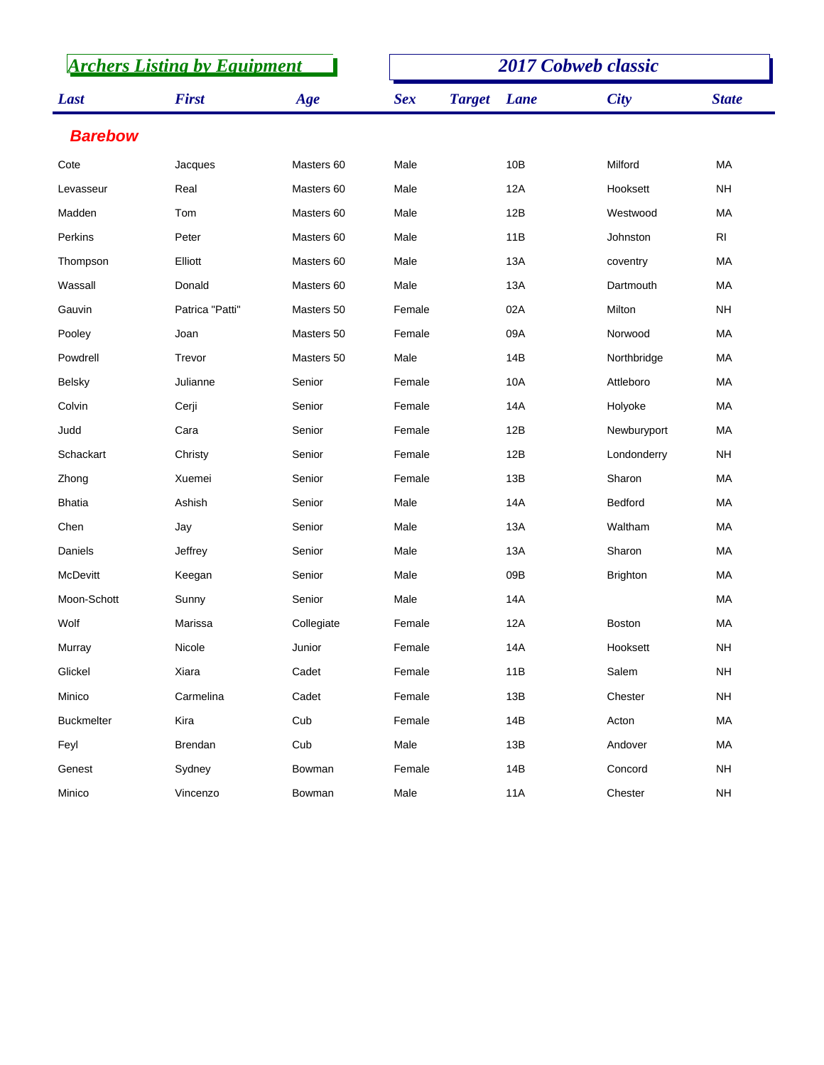## Archers Listing by Equipment

## 2017 Cobweb classic

| Last | First | Age | Sex | Target | Lane | City | State |
|---|---|---|---|---|---|---|---|
| **Barebow** | | | | | | | |
| Cote | Jacques | Masters 60 | Male | | 10B | Milford | MA |
| Levasseur | Real | Masters 60 | Male | | 12A | Hooksett | NH |
| Madden | Tom | Masters 60 | Male | | 12B | Westwood | MA |
| Perkins | Peter | Masters 60 | Male | | 11B | Johnston | RI |
| Thompson | Elliott | Masters 60 | Male | | 13A | coventry | MA |
| Wassall | Donald | Masters 60 | Male | | 13A | Dartmouth | MA |
| Gauvin | Patrica "Patti" | Masters 50 | Female | | 02A | Milton | NH |
| Pooley | Joan | Masters 50 | Female | | 09A | Norwood | MA |
| Powdrell | Trevor | Masters 50 | Male | | 14B | Northbridge | MA |
| Belsky | Julianne | Senior | Female | | 10A | Attleboro | MA |
| Colvin | Cerji | Senior | Female | | 14A | Holyoke | MA |
| Judd | Cara | Senior | Female | | 12B | Newburyport | MA |
| Schackart | Christy | Senior | Female | | 12B | Londonderry | NH |
| Zhong | Xuemei | Senior | Female | | 13B | Sharon | MA |
| Bhatia | Ashish | Senior | Male | | 14A | Bedford | MA |
| Chen | Jay | Senior | Male | | 13A | Waltham | MA |
| Daniels | Jeffrey | Senior | Male | | 13A | Sharon | MA |
| McDevitt | Keegan | Senior | Male | | 09B | Brighton | MA |
| Moon-Schott | Sunny | Senior | Male | | 14A | | MA |
| Wolf | Marissa | Collegiate | Female | | 12A | Boston | MA |
| Murray | Nicole | Junior | Female | | 14A | Hooksett | NH |
| Glickel | Xiara | Cadet | Female | | 11B | Salem | NH |
| Minico | Carmelina | Cadet | Female | | 13B | Chester | NH |
| Buckmelter | Kira | Cub | Female | | 14B | Acton | MA |
| Feyl | Brendan | Cub | Male | | 13B | Andover | MA |
| Genest | Sydney | Bowman | Female | | 14B | Concord | NH |
| Minico | Vincenzo | Bowman | Male | | 11A | Chester | NH |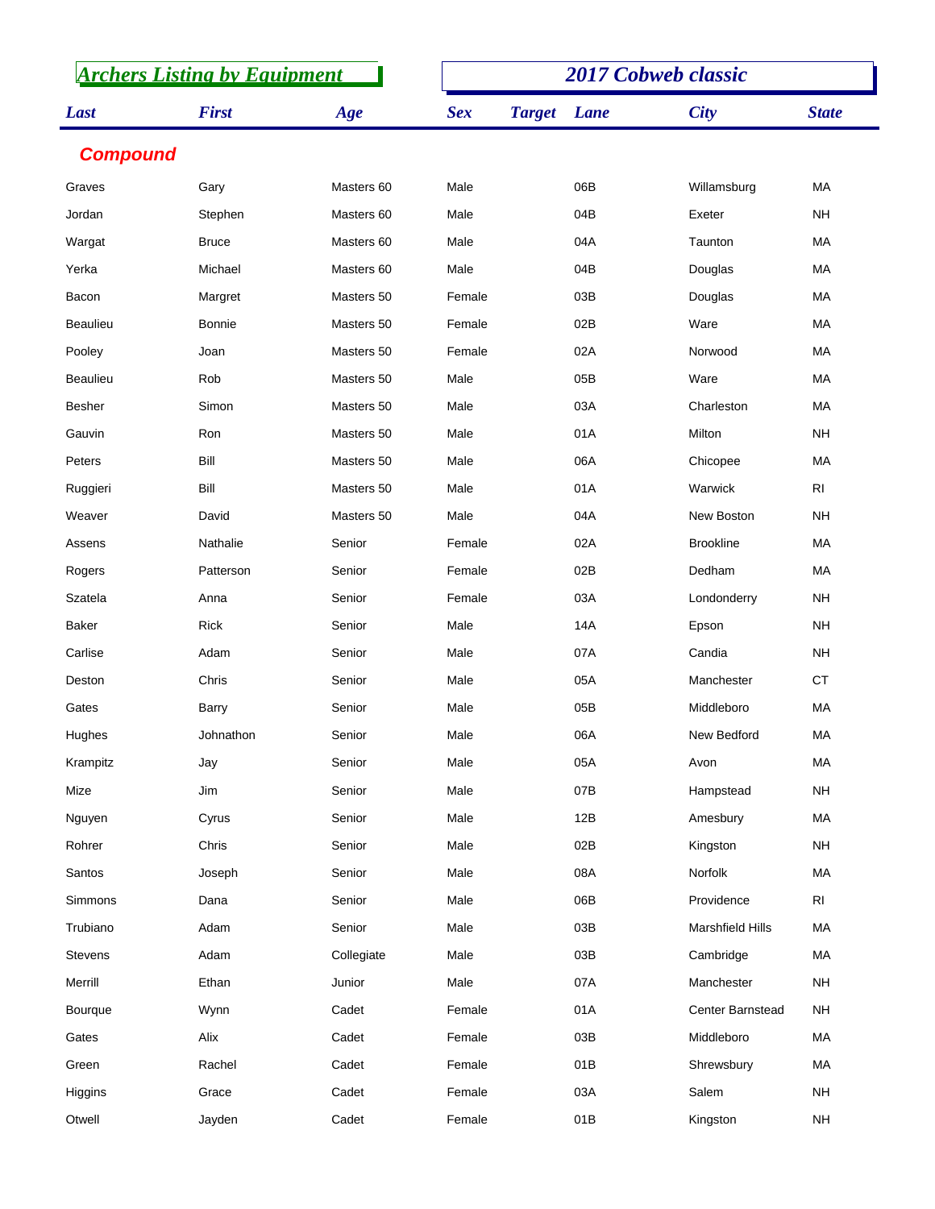## Archers Listing by Equipment

## 2017 Cobweb classic

| Last | First | Age | Sex | Target | Lane | City | State |
|---|---|---|---|---|---|---|---|
| **Compound** | | | | | | | |
| Graves | Gary | Masters 60 | Male | | 06B | Willamsburg | MA |
| Jordan | Stephen | Masters 60 | Male | | 04B | Exeter | NH |
| Wargat | Bruce | Masters 60 | Male | | 04A | Taunton | MA |
| Yerka | Michael | Masters 60 | Male | | 04B | Douglas | MA |
| Bacon | Margret | Masters 50 | Female | | 03B | Douglas | MA |
| Beaulieu | Bonnie | Masters 50 | Female | | 02B | Ware | MA |
| Pooley | Joan | Masters 50 | Female | | 02A | Norwood | MA |
| Beaulieu | Rob | Masters 50 | Male | | 05B | Ware | MA |
| Besher | Simon | Masters 50 | Male | | 03A | Charleston | MA |
| Gauvin | Ron | Masters 50 | Male | | 01A | Milton | NH |
| Peters | Bill | Masters 50 | Male | | 06A | Chicopee | MA |
| Ruggieri | Bill | Masters 50 | Male | | 01A | Warwick | RI |
| Weaver | David | Masters 50 | Male | | 04A | New Boston | NH |
| Assens | Nathalie | Senior | Female | | 02A | Brookline | MA |
| Rogers | Patterson | Senior | Female | | 02B | Dedham | MA |
| Szatela | Anna | Senior | Female | | 03A | Londonderry | NH |
| Baker | Rick | Senior | Male | | 14A | Epson | NH |
| Carlise | Adam | Senior | Male | | 07A | Candia | NH |
| Deston | Chris | Senior | Male | | 05A | Manchester | CT |
| Gates | Barry | Senior | Male | | 05B | Middleboro | MA |
| Hughes | Johnathon | Senior | Male | | 06A | New Bedford | MA |
| Krampitz | Jay | Senior | Male | | 05A | Avon | MA |
| Mize | Jim | Senior | Male | | 07B | Hampstead | NH |
| Nguyen | Cyrus | Senior | Male | | 12B | Amesbury | MA |
| Rohrer | Chris | Senior | Male | | 02B | Kingston | NH |
| Santos | Joseph | Senior | Male | | 08A | Norfolk | MA |
| Simmons | Dana | Senior | Male | | 06B | Providence | RI |
| Trubiano | Adam | Senior | Male | | 03B | Marshfield Hills | MA |
| Stevens | Adam | Collegiate | Male | | 03B | Cambridge | MA |
| Merrill | Ethan | Junior | Male | | 07A | Manchester | NH |
| Bourque | Wynn | Cadet | Female | | 01A | Center Barnstead | NH |
| Gates | Alix | Cadet | Female | | 03B | Middleboro | MA |
| Green | Rachel | Cadet | Female | | 01B | Shrewsbury | MA |
| Higgins | Grace | Cadet | Female | | 03A | Salem | NH |
| Otwell | Jayden | Cadet | Female | | 01B | Kingston | NH |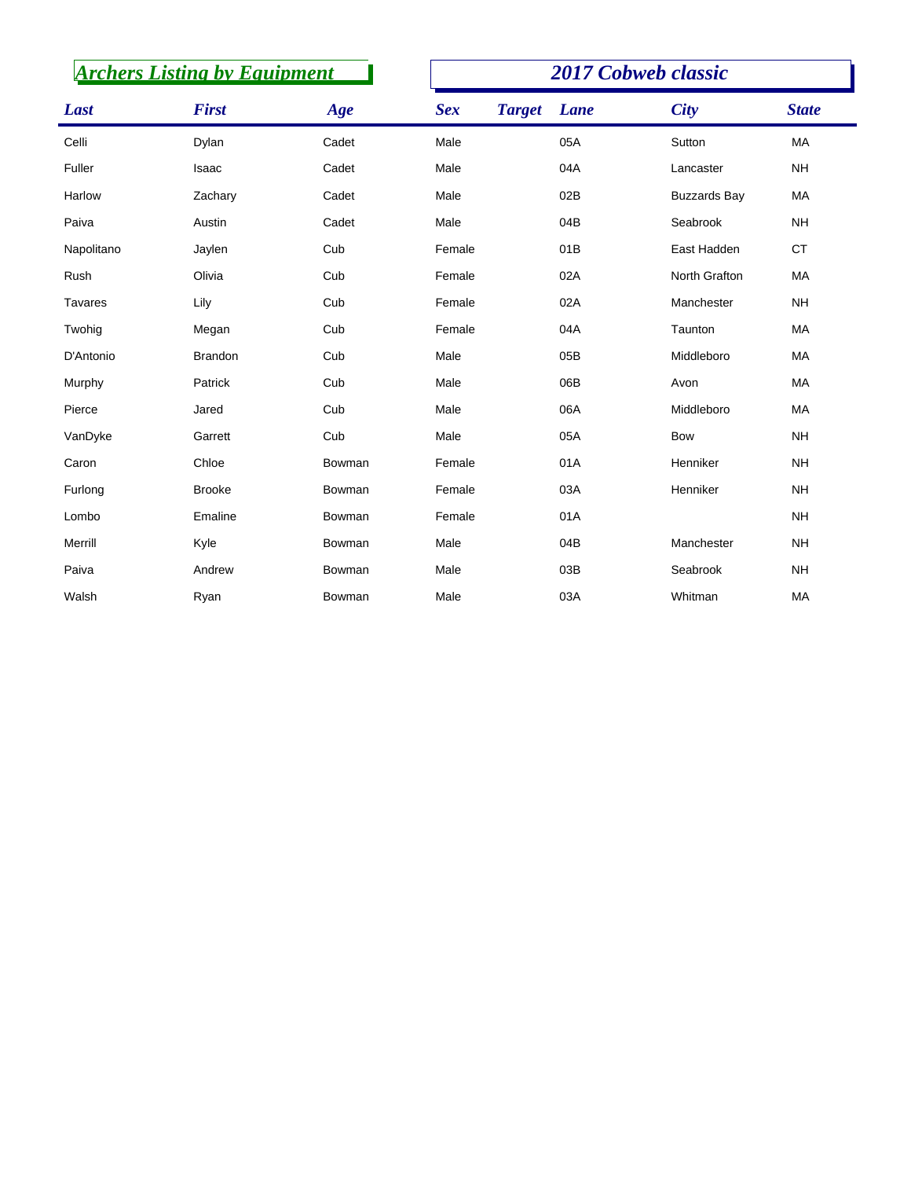## Archers Listing by Equipment

## 2017 Cobweb classic

| Last | First | Age | Sex | Target | Lane | City | State |
|---|---|---|---|---|---|---|---|
| Celli | Dylan | Cadet | Male | | 05A | Sutton | MA |
| Fuller | Isaac | Cadet | Male | | 04A | Lancaster | NH |
| Harlow | Zachary | Cadet | Male | | 02B | Buzzards Bay | MA |
| Paiva | Austin | Cadet | Male | | 04B | Seabrook | NH |
| Napolitano | Jaylen | Cub | Female | | 01B | East Hadden | CT |
| Rush | Olivia | Cub | Female | | 02A | North Grafton | MA |
| Tavares | Lily | Cub | Female | | 02A | Manchester | NH |
| Twohig | Megan | Cub | Female | | 04A | Taunton | MA |
| D'Antonio | Brandon | Cub | Male | | 05B | Middleboro | MA |
| Murphy | Patrick | Cub | Male | | 06B | Avon | MA |
| Pierce | Jared | Cub | Male | | 06A | Middleboro | MA |
| VanDyke | Garrett | Cub | Male | | 05A | Bow | NH |
| Caron | Chloe | Bowman | Female | | 01A | Henniker | NH |
| Furlong | Brooke | Bowman | Female | | 03A | Henniker | NH |
| Lombo | Emaline | Bowman | Female | | 01A | | NH |
| Merrill | Kyle | Bowman | Male | | 04B | Manchester | NH |
| Paiva | Andrew | Bowman | Male | | 03B | Seabrook | NH |
| Walsh | Ryan | Bowman | Male | | 03A | Whitman | MA |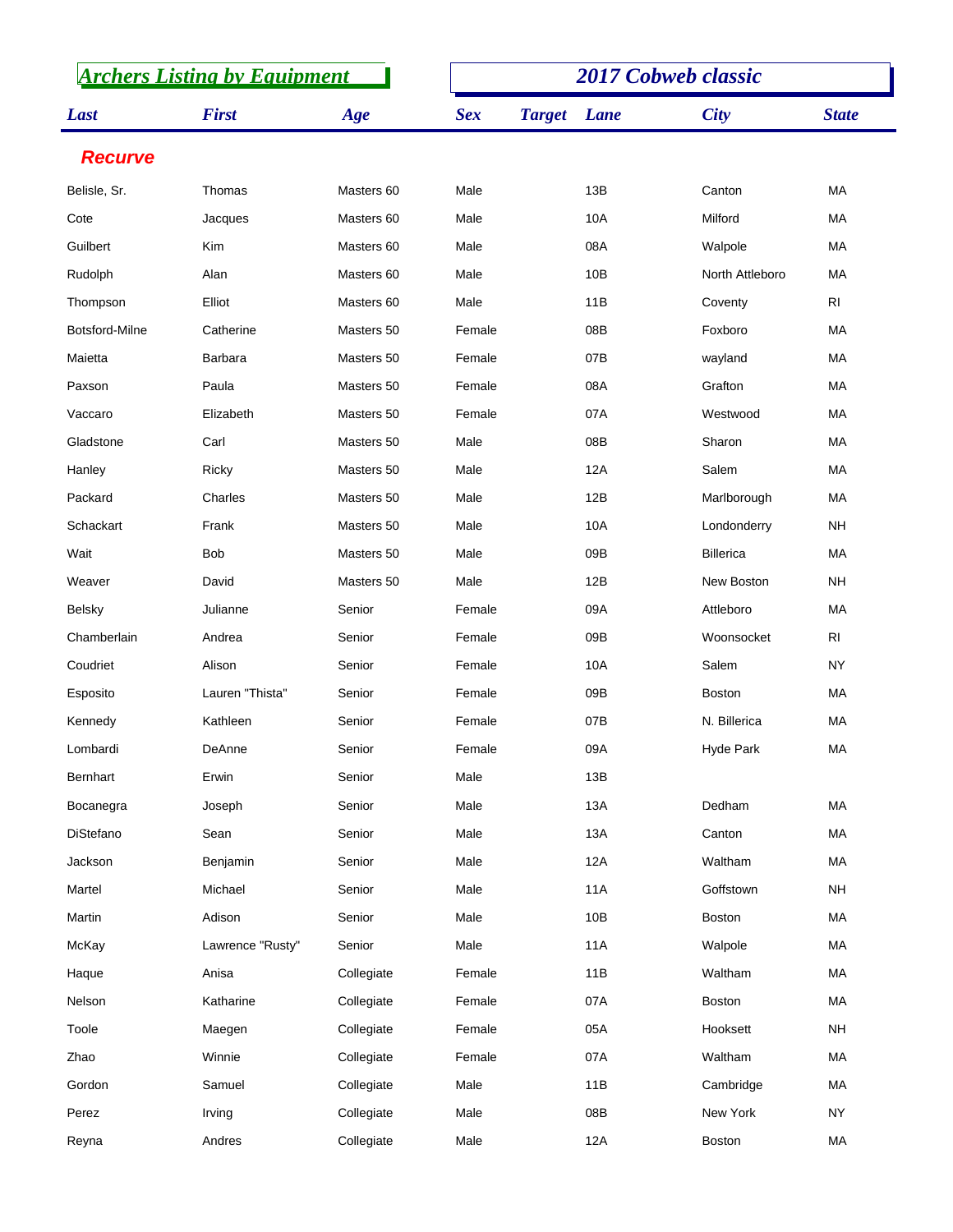## Archers Listing by Equipment

## 2017 Cobweb classic

| Last | First | Age | Sex | Target | Lane | City | State |
|---|---|---|---|---|---|---|---|
| **Recurve** | | | | | | | |
| Belisle, Sr. | Thomas | Masters 60 | Male | | 13B | Canton | MA |
| Cote | Jacques | Masters 60 | Male | | 10A | Milford | MA |
| Guilbert | Kim | Masters 60 | Male | | 08A | Walpole | MA |
| Rudolph | Alan | Masters 60 | Male | | 10B | North Attleboro | MA |
| Thompson | Elliot | Masters 60 | Male | | 11B | Coventy | RI |
| Botsford-Milne | Catherine | Masters 50 | Female | | 08B | Foxboro | MA |
| Maietta | Barbara | Masters 50 | Female | | 07B | wayland | MA |
| Paxson | Paula | Masters 50 | Female | | 08A | Grafton | MA |
| Vaccaro | Elizabeth | Masters 50 | Female | | 07A | Westwood | MA |
| Gladstone | Carl | Masters 50 | Male | | 08B | Sharon | MA |
| Hanley | Ricky | Masters 50 | Male | | 12A | Salem | MA |
| Packard | Charles | Masters 50 | Male | | 12B | Marlborough | MA |
| Schackart | Frank | Masters 50 | Male | | 10A | Londonderry | NH |
| Wait | Bob | Masters 50 | Male | | 09B | Billerica | MA |
| Weaver | David | Masters 50 | Male | | 12B | New Boston | NH |
| Belsky | Julianne | Senior | Female | | 09A | Attleboro | MA |
| Chamberlain | Andrea | Senior | Female | | 09B | Woonsocket | RI |
| Coudriet | Alison | Senior | Female | | 10A | Salem | NY |
| Esposito | Lauren "Thista" | Senior | Female | | 09B | Boston | MA |
| Kennedy | Kathleen | Senior | Female | | 07B | N. Billerica | MA |
| Lombardi | DeAnne | Senior | Female | | 09A | Hyde Park | MA |
| Bernhart | Erwin | Senior | Male | | 13B | | |
| Bocanegra | Joseph | Senior | Male | | 13A | Dedham | MA |
| DiStefano | Sean | Senior | Male | | 13A | Canton | MA |
| Jackson | Benjamin | Senior | Male | | 12A | Waltham | MA |
| Martel | Michael | Senior | Male | | 11A | Goffstown | NH |
| Martin | Adison | Senior | Male | | 10B | Boston | MA |
| McKay | Lawrence "Rusty" | Senior | Male | | 11A | Walpole | MA |
| Haque | Anisa | Collegiate | Female | | 11B | Waltham | MA |
| Nelson | Katharine | Collegiate | Female | | 07A | Boston | MA |
| Toole | Maegen | Collegiate | Female | | 05A | Hooksett | NH |
| Zhao | Winnie | Collegiate | Female | | 07A | Waltham | MA |
| Gordon | Samuel | Collegiate | Male | | 11B | Cambridge | MA |
| Perez | Irving | Collegiate | Male | | 08B | New York | NY |
| Reyna | Andres | Collegiate | Male | | 12A | Boston | MA |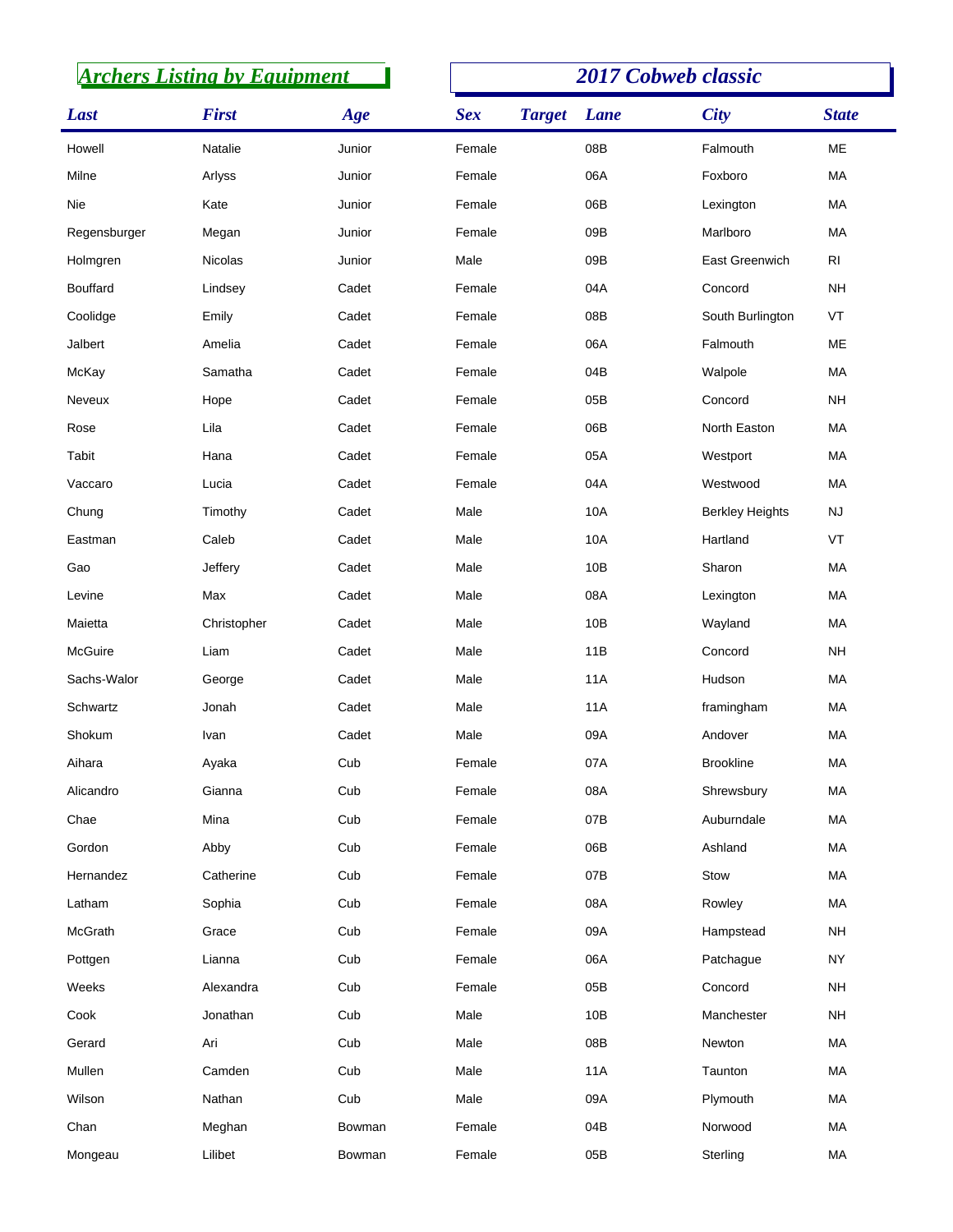## Archers Listing by Equipment

## 2017 Cobweb classic

| Last | First | Age | Sex | Target | Lane | City | State |
|---|---|---|---|---|---|---|---|
| Howell | Natalie | Junior | Female | | 08B | Falmouth | ME |
| Milne | Arlyss | Junior | Female | | 06A | Foxboro | MA |
| Nie | Kate | Junior | Female | | 06B | Lexington | MA |
| Regensburger | Megan | Junior | Female | | 09B | Marlboro | MA |
| Holmgren | Nicolas | Junior | Male | | 09B | East Greenwich | RI |
| Bouffard | Lindsey | Cadet | Female | | 04A | Concord | NH |
| Coolidge | Emily | Cadet | Female | | 08B | South Burlington | VT |
| Jalbert | Amelia | Cadet | Female | | 06A | Falmouth | ME |
| McKay | Samatha | Cadet | Female | | 04B | Walpole | MA |
| Neveux | Hope | Cadet | Female | | 05B | Concord | NH |
| Rose | Lila | Cadet | Female | | 06B | North Easton | MA |
| Tabit | Hana | Cadet | Female | | 05A | Westport | MA |
| Vaccaro | Lucia | Cadet | Female | | 04A | Westwood | MA |
| Chung | Timothy | Cadet | Male | | 10A | Berkley Heights | NJ |
| Eastman | Caleb | Cadet | Male | | 10A | Hartland | VT |
| Gao | Jeffery | Cadet | Male | | 10B | Sharon | MA |
| Levine | Max | Cadet | Male | | 08A | Lexington | MA |
| Maietta | Christopher | Cadet | Male | | 10B | Wayland | MA |
| McGuire | Liam | Cadet | Male | | 11B | Concord | NH |
| Sachs-Walor | George | Cadet | Male | | 11A | Hudson | MA |
| Schwartz | Jonah | Cadet | Male | | 11A | framingham | MA |
| Shokum | Ivan | Cadet | Male | | 09A | Andover | MA |
| Aihara | Ayaka | Cub | Female | | 07A | Brookline | MA |
| Alicandro | Gianna | Cub | Female | | 08A | Shrewsbury | MA |
| Chae | Mina | Cub | Female | | 07B | Auburndale | MA |
| Gordon | Abby | Cub | Female | | 06B | Ashland | MA |
| Hernandez | Catherine | Cub | Female | | 07B | Stow | MA |
| Latham | Sophia | Cub | Female | | 08A | Rowley | MA |
| McGrath | Grace | Cub | Female | | 09A | Hampstead | NH |
| Pottgen | Lianna | Cub | Female | | 06A | Patchague | NY |
| Weeks | Alexandra | Cub | Female | | 05B | Concord | NH |
| Cook | Jonathan | Cub | Male | | 10B | Manchester | NH |
| Gerard | Ari | Cub | Male | | 08B | Newton | MA |
| Mullen | Camden | Cub | Male | | 11A | Taunton | MA |
| Wilson | Nathan | Cub | Male | | 09A | Plymouth | MA |
| Chan | Meghan | Bowman | Female | | 04B | Norwood | MA |
| Mongeau | Lilibet | Bowman | Female | | 05B | Sterling | MA |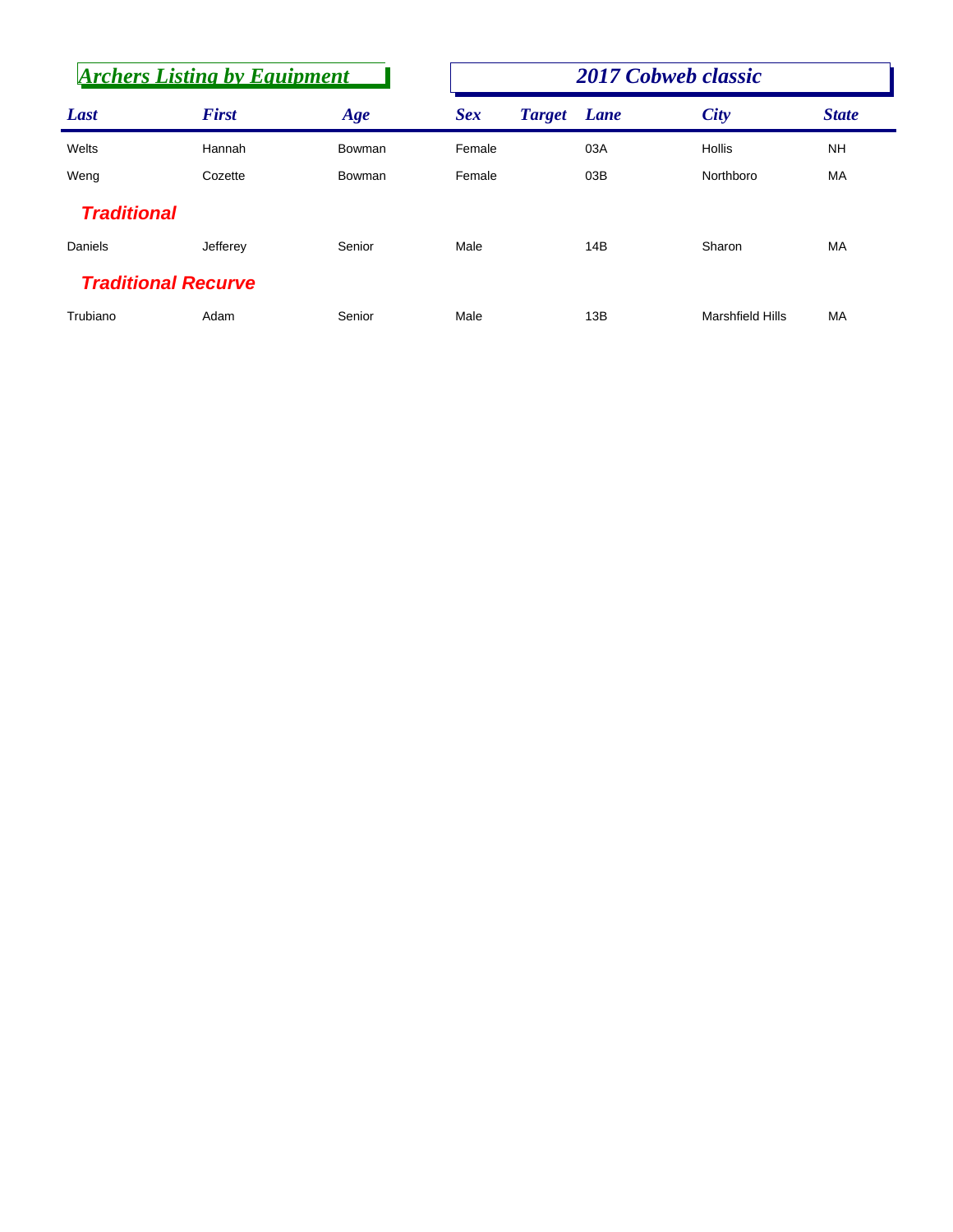## Archers Listing by Equipment

## 2017 Cobweb classic

| Last | First | Age | Sex | Target | Lane | City | State |
|---|---|---|---|---|---|---|---|
| Welts | Hannah | Bowman | Female | | 03A | Hollis | NH |
| Weng | Cozette | Bowman | Female | | 03B | Northboro | MA |
| ***Traditional*** | | | | | | | |
| Daniels | Jefferey | Senior | Male | | 14B | Sharon | MA |
| ***Traditional Recurve*** | | | | | | | |
| Trubiano | Adam | Senior | Male | | 13B | Marshfield Hills | MA |